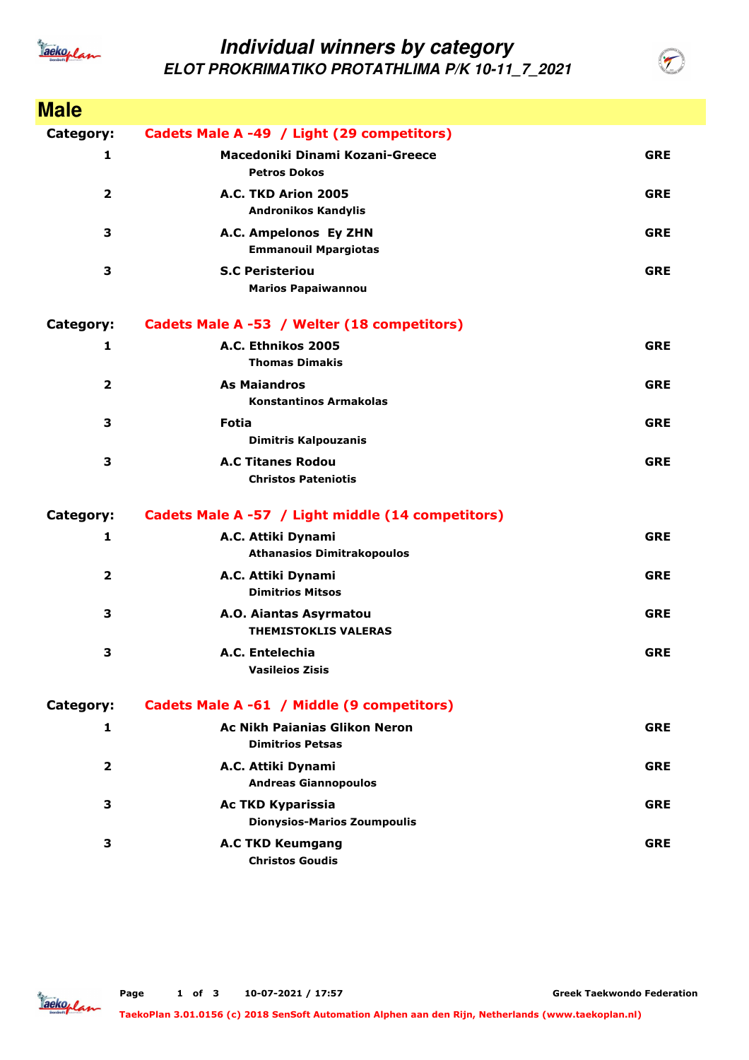# Individual winners by category

## ELOT PROKRIMATIKO PROTATHLIMA P/K 10-11_7_2021

## Male

**Category:** Cadets Male A -49 / Light (29 competitors)

| Place | Club / Name | Country |
|---|---|---|
| 1 | **Macedoniki Dinami Kozani-Greece**<br>Petros Dokos | GRE |
| 2 | **A.C. TKD Arion 2005**<br>Andronikos Kandylis | GRE |
| 3 | **A.C. Ampelonos Ey ZHN**<br>Emmanouil Mpargiotas | GRE |
| 3 | **S.C Peristeriou**<br>Marios Papaiwannou | GRE |

**Category:** Cadets Male A -53 / Welter (18 competitors)

| Place | Club / Name | Country |
|---|---|---|
| 1 | **A.C. Ethnikos 2005**<br>Thomas Dimakis | GRE |
| 2 | **As Maiandros**<br>Konstantinos Armakolas | GRE |
| 3 | **Fotia**<br>Dimitris Kalpouzanis | GRE |
| 3 | **A.C Titanes Rodou**<br>Christos Pateniotis | GRE |

**Category:** Cadets Male A -57 / Light middle (14 competitors)

| Place | Club / Name | Country |
|---|---|---|
| 1 | **A.C. Attiki Dynami**<br>Athanasios Dimitrakopoulos | GRE |
| 2 | **A.C. Attiki Dynami**<br>Dimitrios Mitsos | GRE |
| 3 | **A.O. Aiantas Asyrmatou**<br>THEMISTOKLIS VALERAS | GRE |
| 3 | **A.C. Entelechia**<br>Vasileios Zisis | GRE |

**Category:** Cadets Male A -61 / Middle (9 competitors)

| Place | Club / Name | Country |
|---|---|---|
| 1 | **Ac Nikh Paianias Glikon Neron**<br>Dimitrios Petsas | GRE |
| 2 | **A.C. Attiki Dynami**<br>Andreas Giannopoulos | GRE |
| 3 | **Ac TKD Kyparissia**<br>Dionysios-Marios Zoumpoulis | GRE |
| 3 | **A.C TKD Keumgang**<br>Christos Goudis | GRE |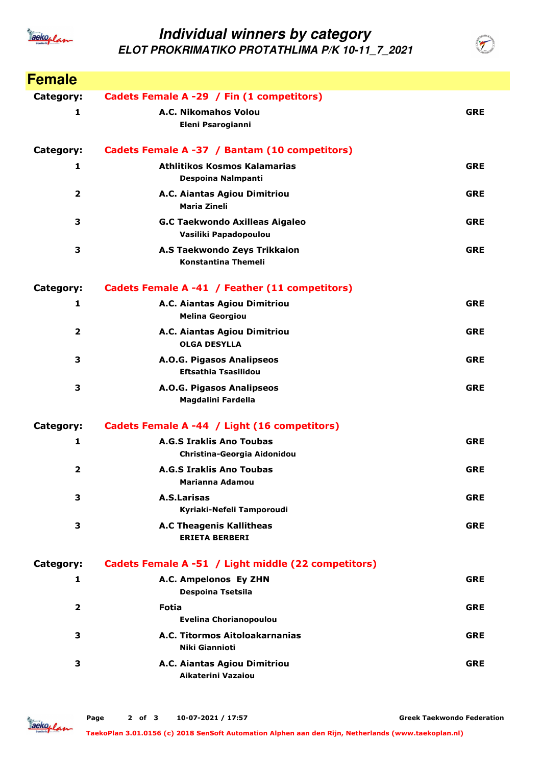# Individual winners by category

## ELOT PROKRIMATIKO PROTATHLIMA P/K 10-11_7_2021

## Female

**Category:** Cadets Female A -29 / Fin (1 competitors)

| Place | Club / Name | Country |
|---|---|---|
| 1 | **A.C. Nikomahos Volou**<br>Eleni Psarogianni | GRE |

**Category:** Cadets Female A -37 / Bantam (10 competitors)

| Place | Club / Name | Country |
|---|---|---|
| 1 | **Athlitikos Kosmos Kalamarias**<br>Despoina Nalmpanti | GRE |
| 2 | **A.C. Aiantas Agiou Dimitriou**<br>Maria Zineli | GRE |
| 3 | **G.C Taekwondo Axilleas Aigaleo**<br>Vasiliki Papadopoulou | GRE |
| 3 | **A.S Taekwondo Zeys Trikkaion**<br>Konstantina Themeli | GRE |

**Category:** Cadets Female A -41 / Feather (11 competitors)

| Place | Club / Name | Country |
|---|---|---|
| 1 | **A.C. Aiantas Agiou Dimitriou**<br>Melina Georgiou | GRE |
| 2 | **A.C. Aiantas Agiou Dimitriou**<br>OLGA DESYLLA | GRE |
| 3 | **A.O.G. Pigasos Analipseos**<br>Eftsathia Tsasilidou | GRE |
| 3 | **A.O.G. Pigasos Analipseos**<br>Magdalini Fardella | GRE |

**Category:** Cadets Female A -44 / Light (16 competitors)

| Place | Club / Name | Country |
|---|---|---|
| 1 | **A.G.S Iraklis Ano Toubas**<br>Christina-Georgia Aidonidou | GRE |
| 2 | **A.G.S Iraklis Ano Toubas**<br>Marianna Adamou | GRE |
| 3 | **A.S.Larisas**<br>Kyriaki-Nefeli Tamporoudi | GRE |
| 3 | **A.C Theagenis Kallitheas**<br>ERIETA BERBERI | GRE |

**Category:** Cadets Female A -51 / Light middle (22 competitors)

| Place | Club / Name | Country |
|---|---|---|
| 1 | **A.C. Ampelonos Ey ZHN**<br>Despoina Tsetsila | GRE |
| 2 | **Fotia**<br>Evelina Chorianopoulou | GRE |
| 3 | **A.C. Titormos Aitoloakarnanias**<br>Niki Giannioti | GRE |
| 3 | **A.C. Aiantas Agiou Dimitriou**<br>Aikaterini Vazaiou | GRE |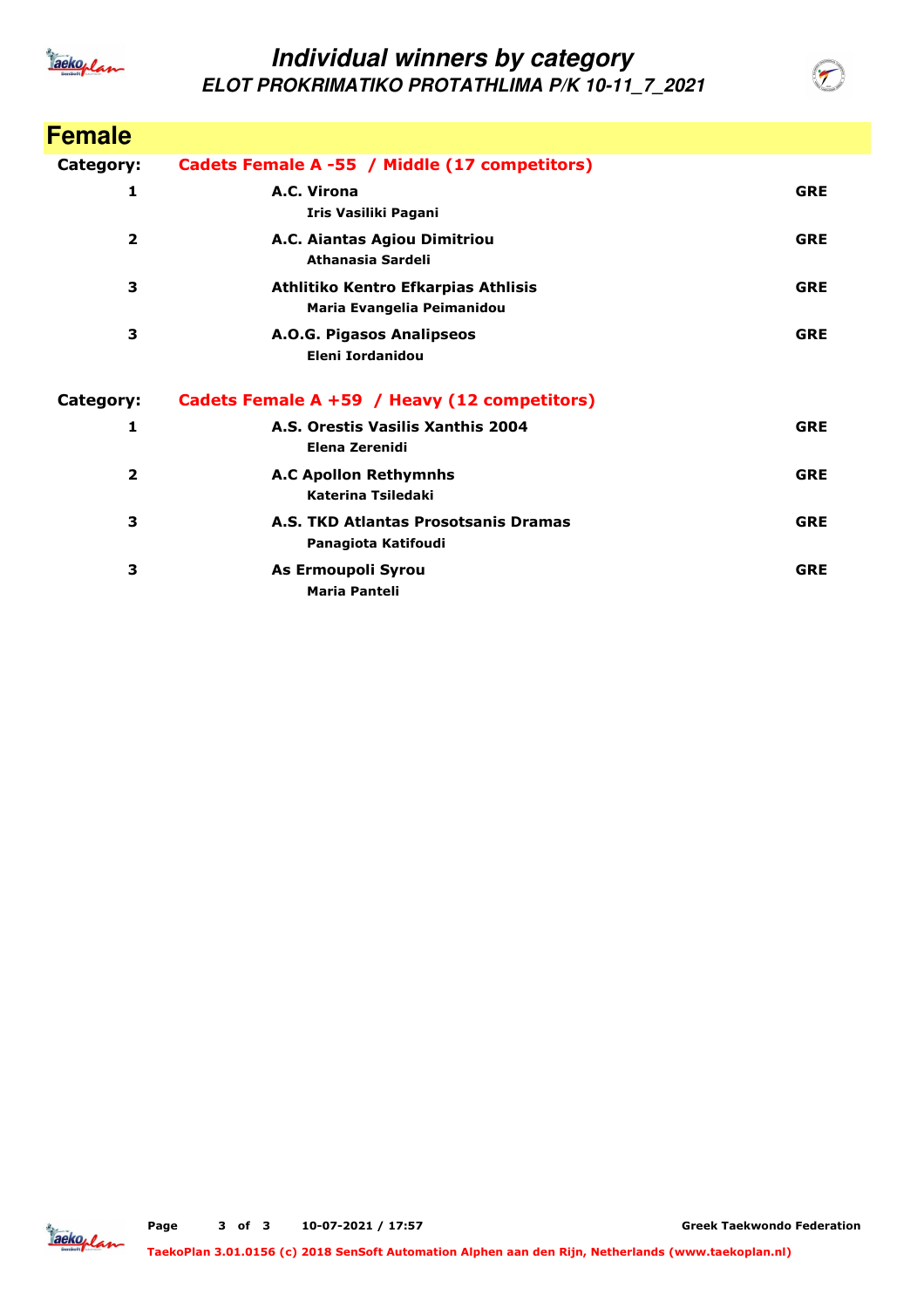# Individual winners by category

## ELOT PROKRIMATIKO PROTATHLIMA P/K 10-11_7_2021

## Female

**Category:** **Cadets Female A -55 / Middle (17 competitors)**

| | | |
|---|---|---|
| **1** | **A.C. Virona**<br>**Iris Vasiliki Pagani** | **GRE** |
| **2** | **A.C. Aiantas Agiou Dimitriou**<br>**Athanasia Sardeli** | **GRE** |
| **3** | **Athlitiko Kentro Efkarpias Athlisis**<br>**Maria Evangelia Peimanidou** | **GRE** |
| **3** | **A.O.G. Pigasos Analipseos**<br>**Eleni Iordanidou** | **GRE** |

**Category:** **Cadets Female A +59 / Heavy (12 competitors)**

| | | |
|---|---|---|
| **1** | **A.S. Orestis Vasilis Xanthis 2004**<br>**Elena Zerenidi** | **GRE** |
| **2** | **A.C Apollon Rethymnhs**<br>**Katerina Tsiledaki** | **GRE** |
| **3** | **A.S. TKD Atlantas Prosotsanis Dramas**<br>**Panagiota Katifoudi** | **GRE** |
| **3** | **As Ermoupoli Syrou**<br>**Maria Panteli** | **GRE** |